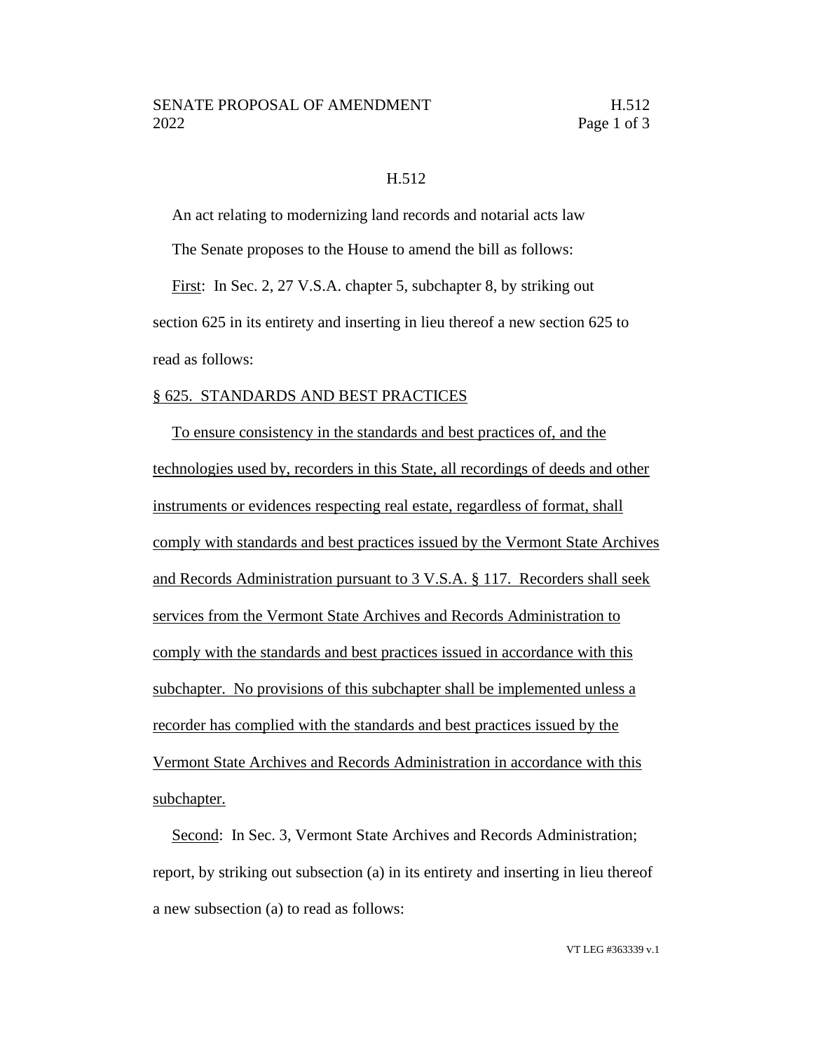# H.512

An act relating to modernizing land records and notarial acts law

The Senate proposes to the House to amend the bill as follows:

<u>First</u>: In Sec. 2, 27 V.S.A. chapter 5, subchapter 8, by striking out section 625 in its entirety and inserting in lieu thereof a new section 625 to read as follows:

<u>§ 625. STANDARDS AND BEST PRACTICES</u>

<u>To ensure consistency in the standards and best practices of, and the technologies used by, recorders in this State, all recordings of deeds and other instruments or evidences respecting real estate, regardless of format, shall comply with standards and best practices issued by the Vermont State Archives and Records Administration pursuant to 3 V.S.A. § 117. Recorders shall seek services from the Vermont State Archives and Records Administration to comply with the standards and best practices issued in accordance with this subchapter. No provisions of this subchapter shall be implemented unless a recorder has complied with the standards and best practices issued by the Vermont State Archives and Records Administration in accordance with this subchapter.</u>

<u>Second</u>: In Sec. 3, Vermont State Archives and Records Administration; report, by striking out subsection (a) in its entirety and inserting in lieu thereof a new subsection (a) to read as follows: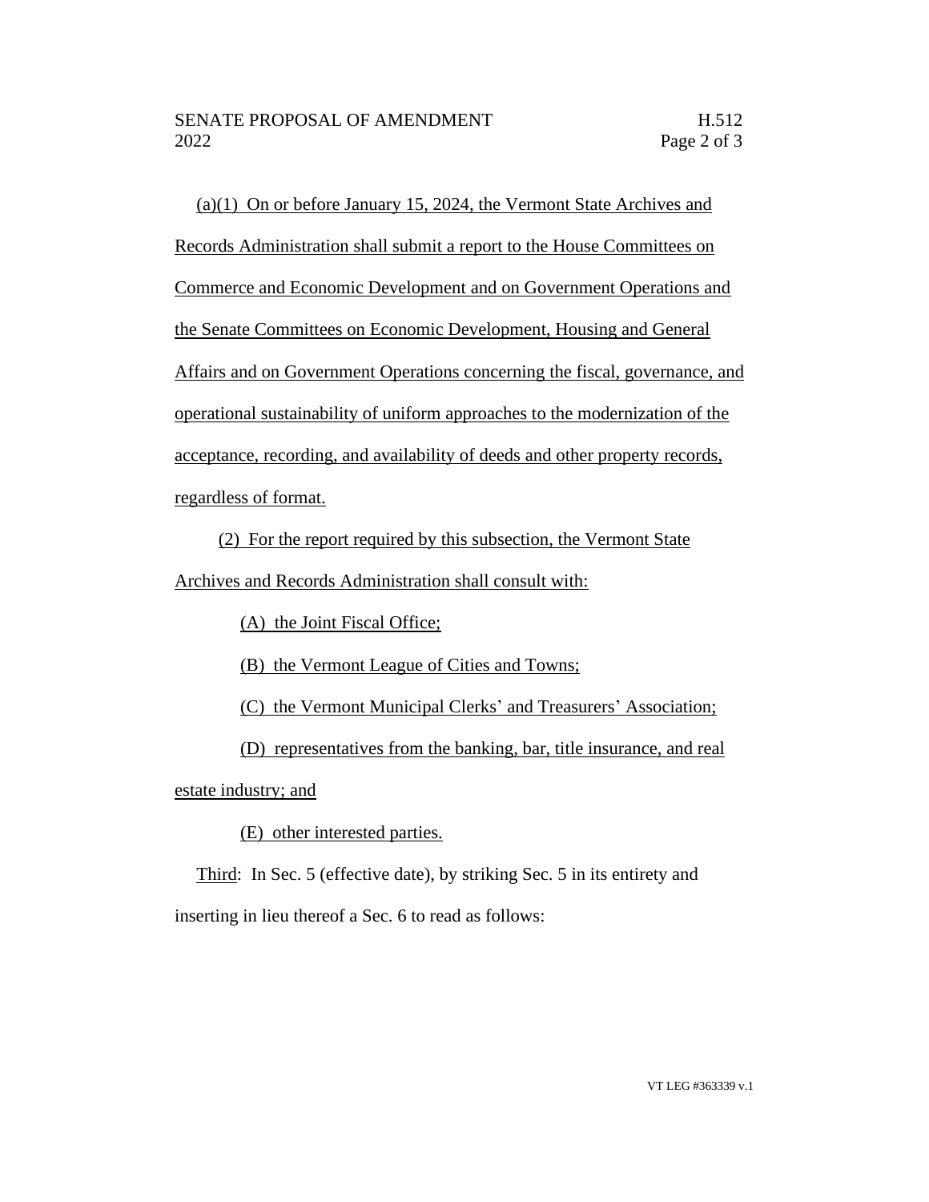(a)(1) On or before January 15, 2024, the Vermont State Archives and Records Administration shall submit a report to the House Committees on Commerce and Economic Development and on Government Operations and the Senate Committees on Economic Development, Housing and General Affairs and on Government Operations concerning the fiscal, governance, and operational sustainability of uniform approaches to the modernization of the acceptance, recording, and availability of deeds and other property records, regardless of format.

(2) For the report required by this subsection, the Vermont State Archives and Records Administration shall consult with:

(A) the Joint Fiscal Office;

(B) the Vermont League of Cities and Towns;

(C) the Vermont Municipal Clerks' and Treasurers' Association;

(D) representatives from the banking, bar, title insurance, and real estate industry; and

(E) other interested parties.

Third: In Sec. 5 (effective date), by striking Sec. 5 in its entirety and inserting in lieu thereof a Sec. 6 to read as follows: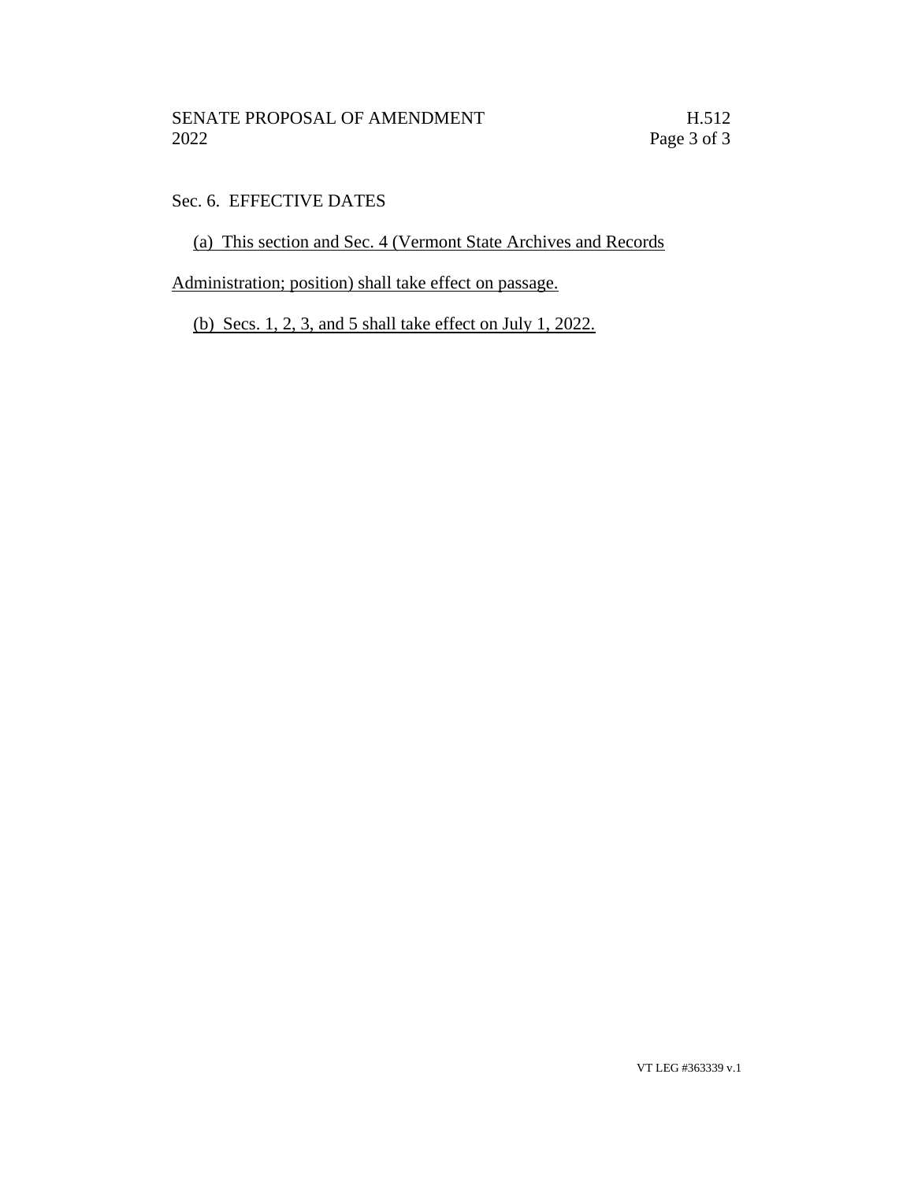Sec. 6. EFFECTIVE DATES

(a) This section and Sec. 4 (Vermont State Archives and Records Administration; position) shall take effect on passage.

(b) Secs. 1, 2, 3, and 5 shall take effect on July 1, 2022.